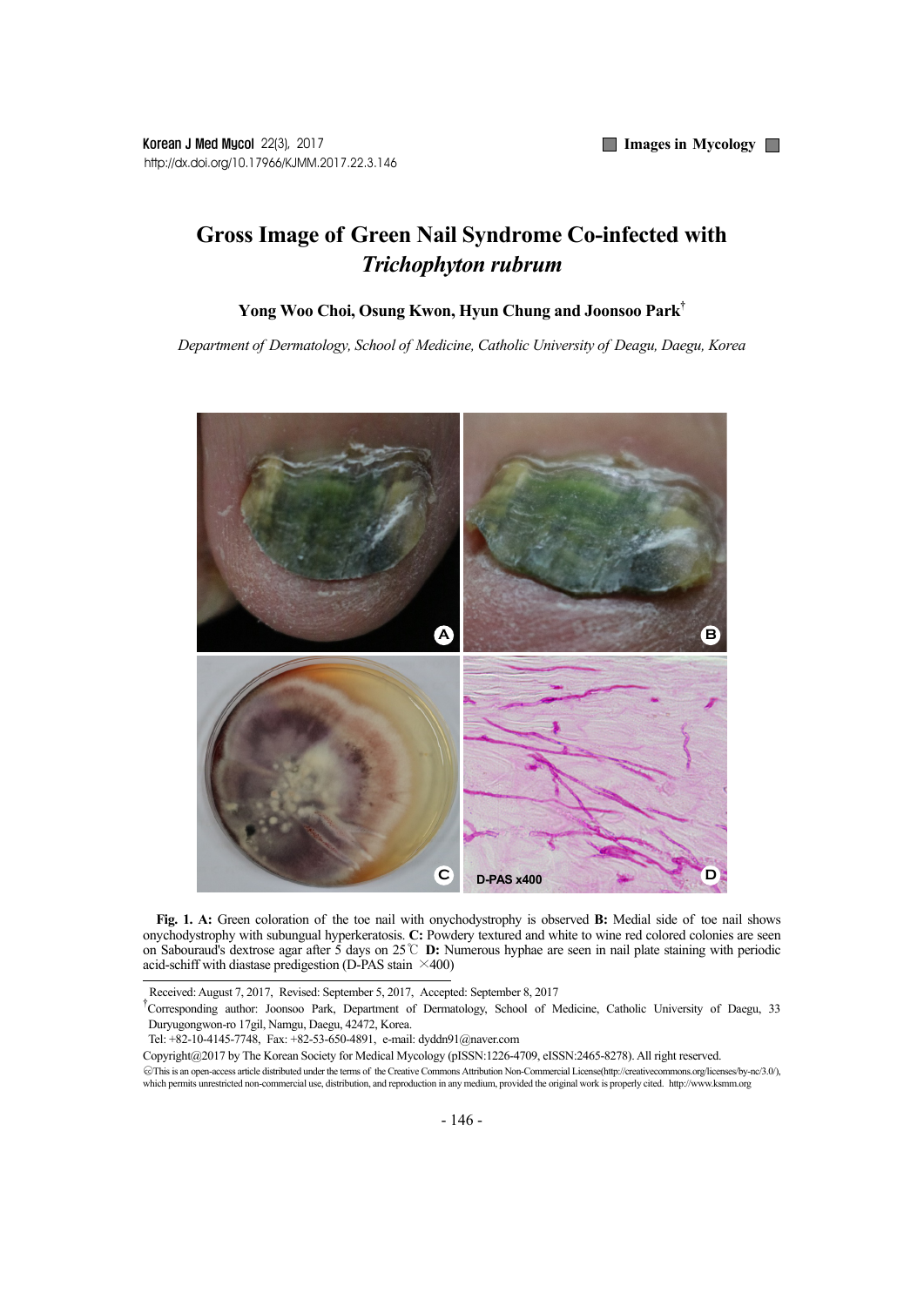# Gross Image of Green Nail Syndrome Co-infected with *Trichophyton rubrum*

**Yong Woo Choi, Osung Kwon, Hyun Chung and Joonsoo Park**†

*Department of Dermatology, School of Medicine, Catholic University of Daegu, Daegu, Korea*

**Fig. 1. A:** Green coloration of the toe nail with onychodystrophy is observed **B:** Medial side of toe nail shows onychodystrophy with subungual hyperkeratosis. **C:** Powdery textured and white to wine red colored colonies are seen on Sabouraud's dextrose agar after 5 days on 25℃ **D:** Numerous hyphae are seen in nail plate staining with periodic acid-schiff with diastase predigestion (D-PAS stain ×400)

Received: August 7, 2017, Revised: September 5, 2017, Accepted: September 8, 2017

†Corresponding author: Joonsoo Park, Department of Dermatology, School of Medicine, Catholic University of Daegu, 33 Duryugongwon-ro 17gil, Namgu, Daegu, 42472, Korea.

Tel: +82-10-4145-7748, Fax: +82-53-650-4891, e-mail: dyddn91@naver.com

Copyright@2017 by The Korean Society for Medical Mycology (pISSN:1226-4709, eISSN:2465-8278). All right reserved.

This is an open-access article distributed under the terms of the Creative Commons Attribution Non-Commercial License(http://creativecommons.org/licenses/by-nc/3.0/), which permits unrestricted non-commercial use, distribution, and reproduction in any medium, provided the original work is properly cited. http://www.ksmm.org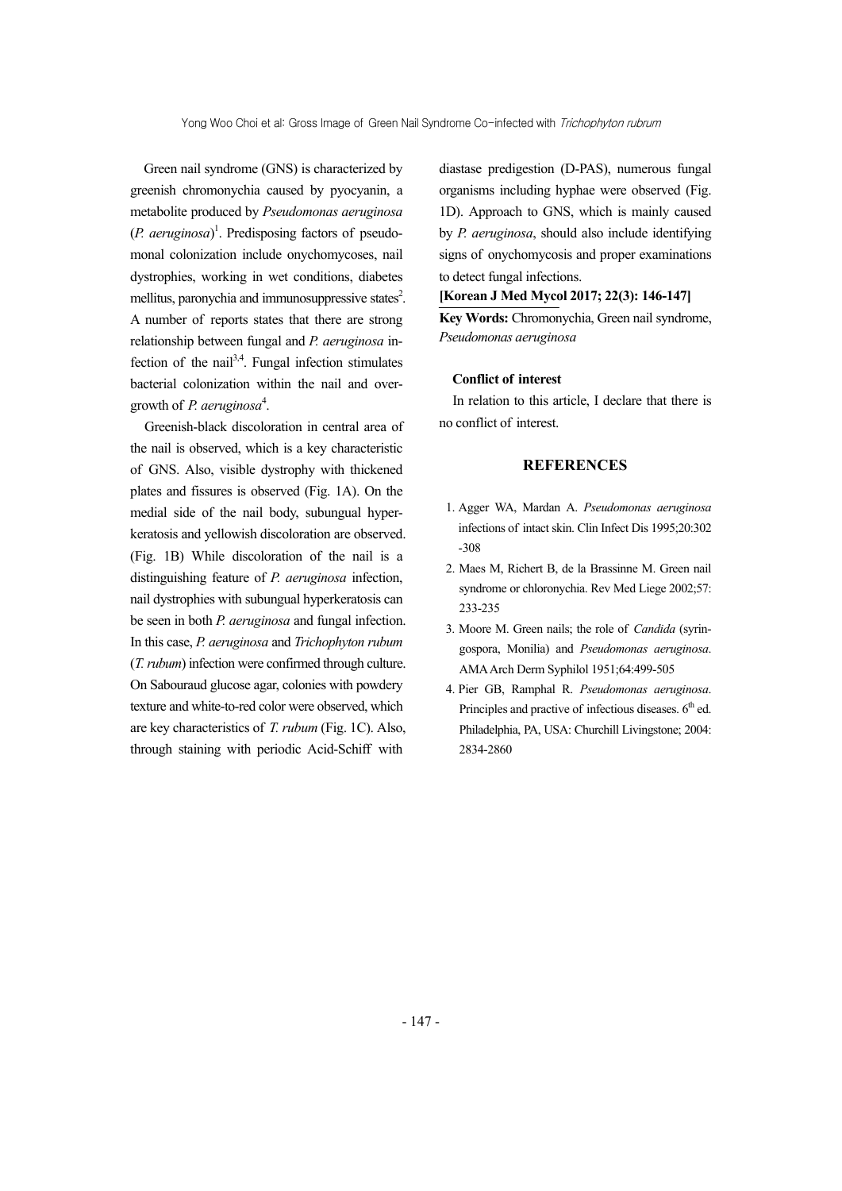Green nail syndrome (GNS) is characterized by greenish chromonychia caused by pyocyanin, a metabolite produced by *Pseudomonas aeruginosa* (*P. aeruginosa*)[1]. Predisposing factors of pseudomonal colonization include onychomycoses, nail dystrophies, working in wet conditions, diabetes mellitus, paronychia and immunosuppressive states[2]. A number of reports states that there are strong relationship between fungal and *P. aeruginosa* infection of the nail[3,4]. Fungal infection stimulates bacterial colonization within the nail and overgrowth of *P. aeruginosa*[4].

Greenish-black discoloration in central area of the nail is observed, which is a key characteristic of GNS. Also, visible dystrophy with thickened plates and fissures is observed (Fig. 1A). On the medial side of the nail body, subungual hyperkeratosis and yellowish discoloration are observed. (Fig. 1B) While discoloration of the nail is a distinguishing feature of *P. aeruginosa* infection, nail dystrophies with subungual hyperkeratosis can be seen in both *P. aeruginosa* and fungal infection. In this case, *P. aeruginosa* and *Trichophyton rubum* (*T. rubum*) infection were confirmed through culture. On Sabouraud glucose agar, colonies with powdery texture and white-to-red color were observed, which are key characteristics of *T. rubum* (Fig. 1C). Also, through staining with periodic Acid-Schiff with diastase predigestion (D-PAS), numerous fungal organisms including hyphae were observed (Fig. 1D). Approach to GNS, which is mainly caused by *P. aeruginosa*, should also include identifying signs of onychomycosis and proper examinations to detect fungal infections.

**[Korean J Med Mycol 2017; 22(3): 146-147]**

**Key Words:** Chromonychia, Green nail syndrome, *Pseudomonas aeruginosa*

**Conflict of interest**

In relation to this article, I declare that there is no conflict of interest.

## REFERENCES

1. Agger WA, Mardan A. *Pseudomonas aeruginosa* infections of intact skin. Clin Infect Dis 1995;20:302-308
2. Maes M, Richert B, de la Brassinne M. Green nail syndrome or chloronychia. Rev Med Liege 2002;57: 233-235
3. Moore M. Green nails; the role of *Candida* (syringospora, Monilia) and *Pseudomonas aeruginosa*. AMA Arch Derm Syphilol 1951;64:499-505
4. Pier GB, Ramphal R. *Pseudomonas aeruginosa*. Principles and practive of infectious diseases. 6th ed. Philadelphia, PA, USA: Churchill Livingstone; 2004: 2834-2860